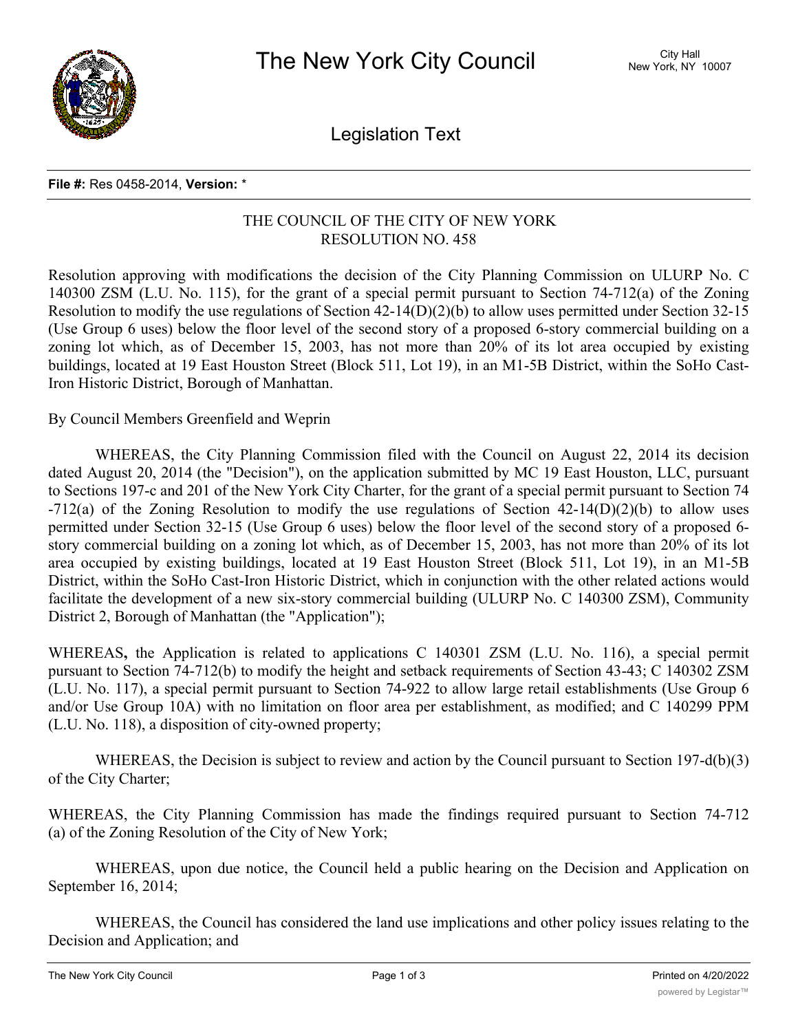# The New York City Council

City Hall
New York, NY 10007

## Legislation Text

**File #:** Res 0458-2014, **Version:** *

THE COUNCIL OF THE CITY OF NEW YORK
RESOLUTION NO. 458

Resolution approving with modifications the decision of the City Planning Commission on ULURP No. C 140300 ZSM (L.U. No. 115), for the grant of a special permit pursuant to Section 74-712(a) of the Zoning Resolution to modify the use regulations of Section 42-14(D)(2)(b) to allow uses permitted under Section 32-15 (Use Group 6 uses) below the floor level of the second story of a proposed 6-story commercial building on a zoning lot which, as of December 15, 2003, has not more than 20% of its lot area occupied by existing buildings, located at 19 East Houston Street (Block 511, Lot 19), in an M1-5B District, within the SoHo Cast-Iron Historic District, Borough of Manhattan.

By Council Members Greenfield and Weprin

WHEREAS, the City Planning Commission filed with the Council on August 22, 2014 its decision dated August 20, 2014 (the "Decision"), on the application submitted by MC 19 East Houston, LLC, pursuant to Sections 197-c and 201 of the New York City Charter, for the grant of a special permit pursuant to Section 74-712(a) of the Zoning Resolution to modify the use regulations of Section 42-14(D)(2)(b) to allow uses permitted under Section 32-15 (Use Group 6 uses) below the floor level of the second story of a proposed 6-story commercial building on a zoning lot which, as of December 15, 2003, has not more than 20% of its lot area occupied by existing buildings, located at 19 East Houston Street (Block 511, Lot 19), in an M1-5B District, within the SoHo Cast-Iron Historic District, which in conjunction with the other related actions would facilitate the development of a new six-story commercial building (ULURP No. C 140300 ZSM), Community District 2, Borough of Manhattan (the "Application");

WHEREAS**,** the Application is related to applications C 140301 ZSM (L.U. No. 116), a special permit pursuant to Section 74-712(b) to modify the height and setback requirements of Section 43-43; C 140302 ZSM (L.U. No. 117), a special permit pursuant to Section 74-922 to allow large retail establishments (Use Group 6 and/or Use Group 10A) with no limitation on floor area per establishment, as modified; and C 140299 PPM (L.U. No. 118), a disposition of city-owned property;

WHEREAS, the Decision is subject to review and action by the Council pursuant to Section 197-d(b)(3) of the City Charter;

WHEREAS, the City Planning Commission has made the findings required pursuant to Section 74-712 (a) of the Zoning Resolution of the City of New York;

WHEREAS, upon due notice, the Council held a public hearing on the Decision and Application on September 16, 2014;

WHEREAS, the Council has considered the land use implications and other policy issues relating to the Decision and Application; and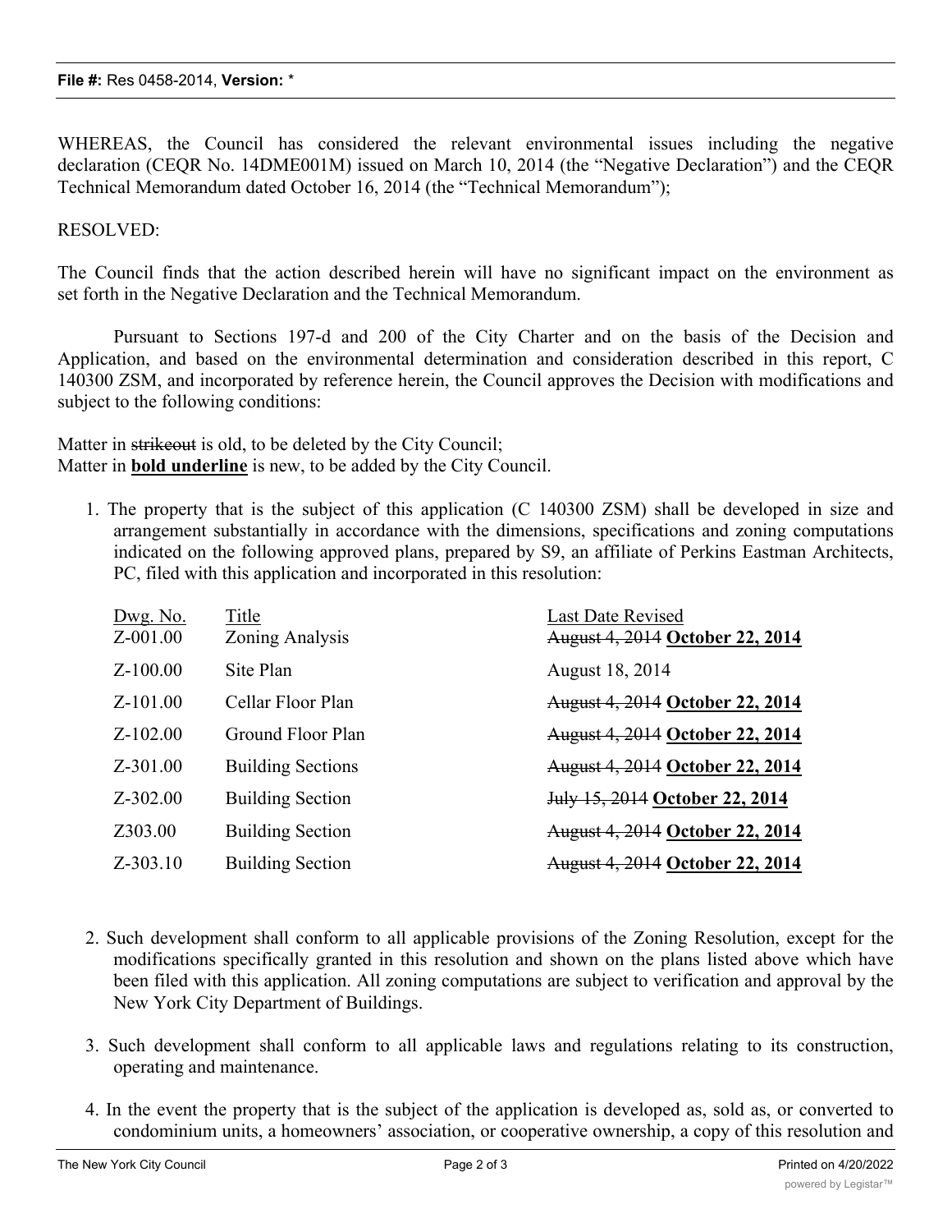WHEREAS, the Council has considered the relevant environmental issues including the negative declaration (CEQR No. 14DME001M) issued on March 10, 2014 (the "Negative Declaration") and the CEQR Technical Memorandum dated October 16, 2014 (the "Technical Memorandum");

RESOLVED:

The Council finds that the action described herein will have no significant impact on the environment as set forth in the Negative Declaration and the Technical Memorandum.

Pursuant to Sections 197-d and 200 of the City Charter and on the basis of the Decision and Application, and based on the environmental determination and consideration described in this report, C 140300 ZSM, and incorporated by reference herein, the Council approves the Decision with modifications and subject to the following conditions:

Matter in ~~strikeout~~ is old, to be deleted by the City Council;
Matter in **<u>bold underline</u>** is new, to be added by the City Council.

1. The property that is the subject of this application (C 140300 ZSM) shall be developed in size and arrangement substantially in accordance with the dimensions, specifications and zoning computations indicated on the following approved plans, prepared by S9, an affiliate of Perkins Eastman Architects, PC, filed with this application and incorporated in this resolution:

| Dwg. No. | Title | Last Date Revised |
|---|---|---|
| Z-001.00 | Zoning Analysis | ~~August 4, 2014~~ **<u>October 22, 2014</u>** |
| Z-100.00 | Site Plan | August 18, 2014 |
| Z-101.00 | Cellar Floor Plan | ~~August 4, 2014~~ **<u>October 22, 2014</u>** |
| Z-102.00 | Ground Floor Plan | ~~August 4, 2014~~ **<u>October 22, 2014</u>** |
| Z-301.00 | Building Sections | ~~August 4, 2014~~ **<u>October 22, 2014</u>** |
| Z-302.00 | Building Section | ~~July 15, 2014~~ **<u>October 22, 2014</u>** |
| Z303.00 | Building Section | ~~August 4, 2014~~ **<u>October 22, 2014</u>** |
| Z-303.10 | Building Section | ~~August 4, 2014~~ **<u>October 22, 2014</u>** |

2. Such development shall conform to all applicable provisions of the Zoning Resolution, except for the modifications specifically granted in this resolution and shown on the plans listed above which have been filed with this application. All zoning computations are subject to verification and approval by the New York City Department of Buildings.

3. Such development shall conform to all applicable laws and regulations relating to its construction, operating and maintenance.

4. In the event the property that is the subject of the application is developed as, sold as, or converted to condominium units, a homeowners' association, or cooperative ownership, a copy of this resolution and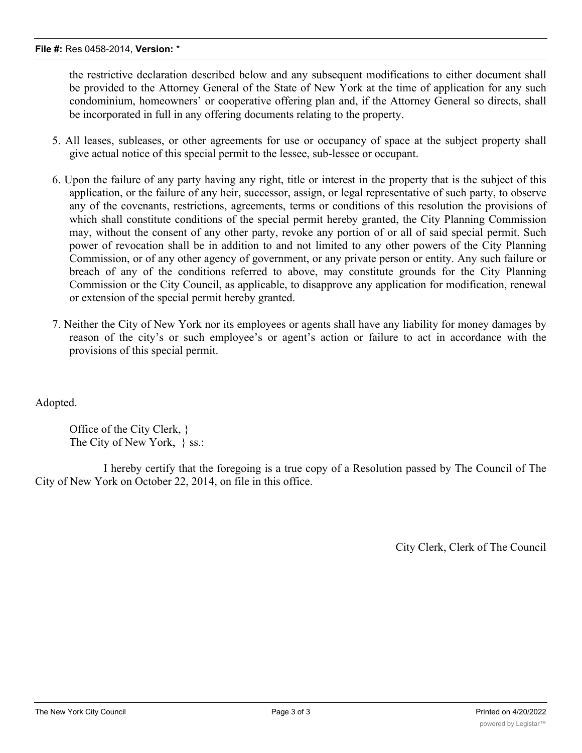the restrictive declaration described below and any subsequent modifications to either document shall be provided to the Attorney General of the State of New York at the time of application for any such condominium, homeowners' or cooperative offering plan and, if the Attorney General so directs, shall be incorporated in full in any offering documents relating to the property.

5. All leases, subleases, or other agreements for use or occupancy of space at the subject property shall give actual notice of this special permit to the lessee, sub-lessee or occupant.

6. Upon the failure of any party having any right, title or interest in the property that is the subject of this application, or the failure of any heir, successor, assign, or legal representative of such party, to observe any of the covenants, restrictions, agreements, terms or conditions of this resolution the provisions of which shall constitute conditions of the special permit hereby granted, the City Planning Commission may, without the consent of any other party, revoke any portion of or all of said special permit. Such power of revocation shall be in addition to and not limited to any other powers of the City Planning Commission, or of any other agency of government, or any private person or entity. Any such failure or breach of any of the conditions referred to above, may constitute grounds for the City Planning Commission or the City Council, as applicable, to disapprove any application for modification, renewal or extension of the special permit hereby granted.

7. Neither the City of New York nor its employees or agents shall have any liability for money damages by reason of the city's or such employee's or agent's action or failure to act in accordance with the provisions of this special permit.

Adopted.

Office of the City Clerk, }
The City of New York, } ss.:

I hereby certify that the foregoing is a true copy of a Resolution passed by The Council of The City of New York on October 22, 2014, on file in this office.

City Clerk, Clerk of The Council